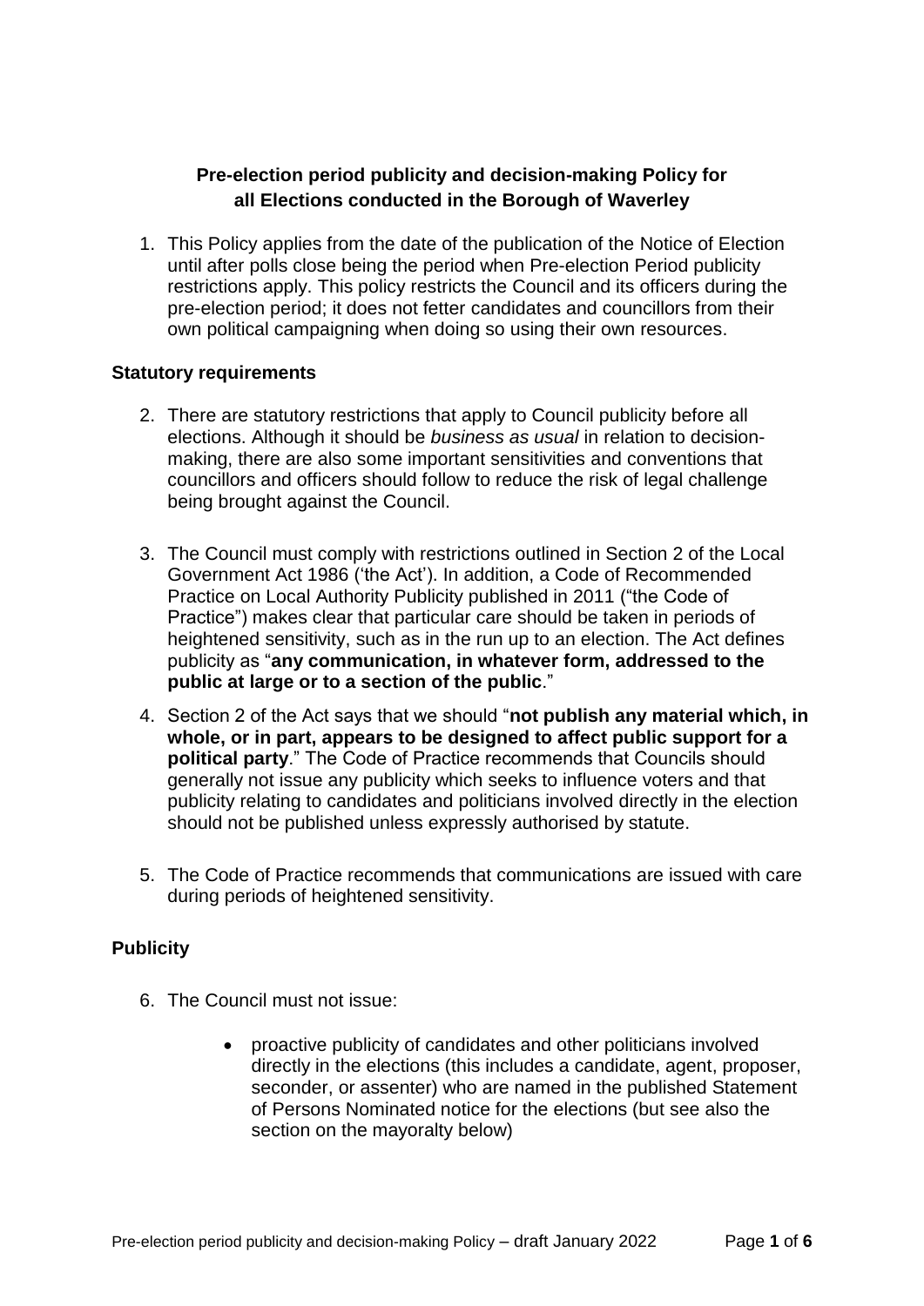**Pre-election period publicity and decision-making Policy for all Elections conducted in the Borough of Waverley**

1. This Policy applies from the date of the publication of the Notice of Election until after polls close being the period when Pre-election Period publicity restrictions apply. This policy restricts the Council and its officers during the pre-election period; it does not fetter candidates and councillors from their own political campaigning when doing so using their own resources.

## Statutory requirements

2. There are statutory restrictions that apply to Council publicity before all elections. Although it should be *business as usual* in relation to decision-making, there are also some important sensitivities and conventions that councillors and officers should follow to reduce the risk of legal challenge being brought against the Council.

3. The Council must comply with restrictions outlined in Section 2 of the Local Government Act 1986 ('the Act'). In addition, a Code of Recommended Practice on Local Authority Publicity published in 2011 ("the Code of Practice") makes clear that particular care should be taken in periods of heightened sensitivity, such as in the run up to an election. The Act defines publicity as "**any communication, in whatever form, addressed to the public at large or to a section of the public**."

4. Section 2 of the Act says that we should "**not publish any material which, in whole, or in part, appears to be designed to affect public support for a political party**." The Code of Practice recommends that Councils should generally not issue any publicity which seeks to influence voters and that publicity relating to candidates and politicians involved directly in the election should not be published unless expressly authorised by statute.

5. The Code of Practice recommends that communications are issued with care during periods of heightened sensitivity.

## Publicity

6. The Council must not issue:

    - proactive publicity of candidates and other politicians involved directly in the elections (this includes a candidate, agent, proposer, seconder, or assenter) who are named in the published Statement of Persons Nominated notice for the elections (but see also the section on the mayoralty below)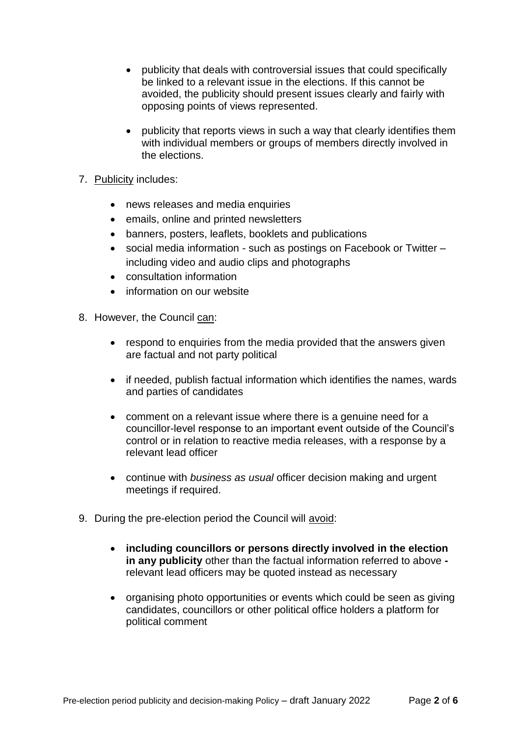- publicity that deals with controversial issues that could specifically be linked to a relevant issue in the elections. If this cannot be avoided, the publicity should present issues clearly and fairly with opposing points of views represented.

- publicity that reports views in such a way that clearly identifies them with individual members or groups of members directly involved in the elections.

7. Publicity includes:

    - news releases and media enquiries
    - emails, online and printed newsletters
    - banners, posters, leaflets, booklets and publications
    - social media information - such as postings on Facebook or Twitter – including video and audio clips and photographs
    - consultation information
    - information on our website

8. However, the Council can:

    - respond to enquiries from the media provided that the answers given are factual and not party political

    - if needed, publish factual information which identifies the names, wards and parties of candidates

    - comment on a relevant issue where there is a genuine need for a councillor-level response to an important event outside of the Council's control or in relation to reactive media releases, with a response by a relevant lead officer

    - continue with *business as usual* officer decision making and urgent meetings if required.

9. During the pre-election period the Council will avoid:

    - **including councillors or persons directly involved in the election in any publicity** other than the factual information referred to above **-** relevant lead officers may be quoted instead as necessary

    - organising photo opportunities or events which could be seen as giving candidates, councillors or other political office holders a platform for political comment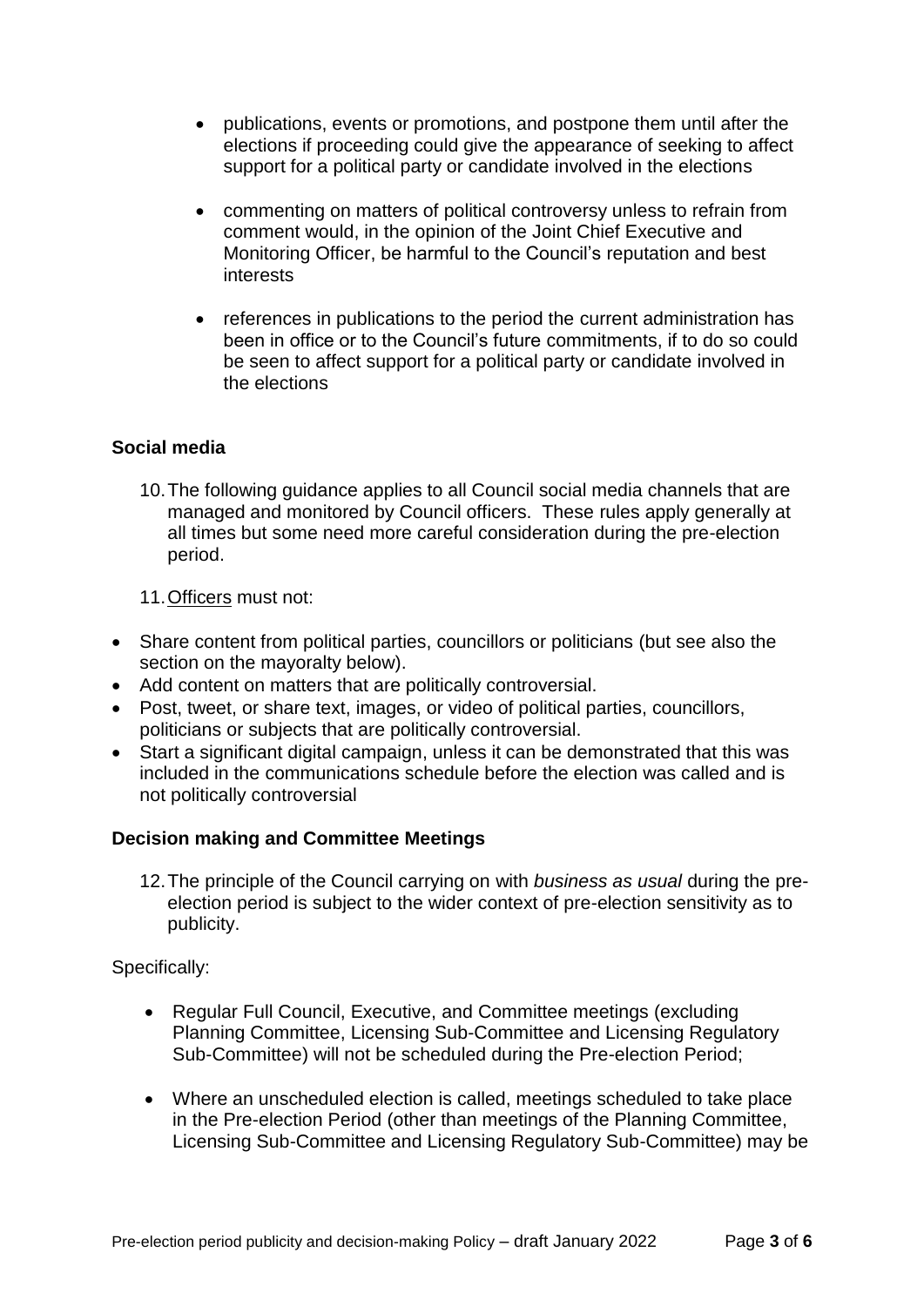- publications, events or promotions, and postpone them until after the elections if proceeding could give the appearance of seeking to affect support for a political party or candidate involved in the elections

- commenting on matters of political controversy unless to refrain from comment would, in the opinion of the Joint Chief Executive and Monitoring Officer, be harmful to the Council's reputation and best interests

- references in publications to the period the current administration has been in office or to the Council's future commitments, if to do so could be seen to affect support for a political party or candidate involved in the elections

### Social media

10. The following guidance applies to all Council social media channels that are managed and monitored by Council officers. These rules apply generally at all times but some need more careful consideration during the pre-election period.

11. <u>Officers</u> must not:

- Share content from political parties, councillors or politicians (but see also the section on the mayoralty below).
- Add content on matters that are politically controversial.
- Post, tweet, or share text, images, or video of political parties, councillors, politicians or subjects that are politically controversial.
- Start a significant digital campaign, unless it can be demonstrated that this was included in the communications schedule before the election was called and is not politically controversial

### Decision making and Committee Meetings

12. The principle of the Council carrying on with *business as usual* during the pre-election period is subject to the wider context of pre-election sensitivity as to publicity.

Specifically:

- Regular Full Council, Executive, and Committee meetings (excluding Planning Committee, Licensing Sub-Committee and Licensing Regulatory Sub-Committee) will not be scheduled during the Pre-election Period;

- Where an unscheduled election is called, meetings scheduled to take place in the Pre-election Period (other than meetings of the Planning Committee, Licensing Sub-Committee and Licensing Regulatory Sub-Committee) may be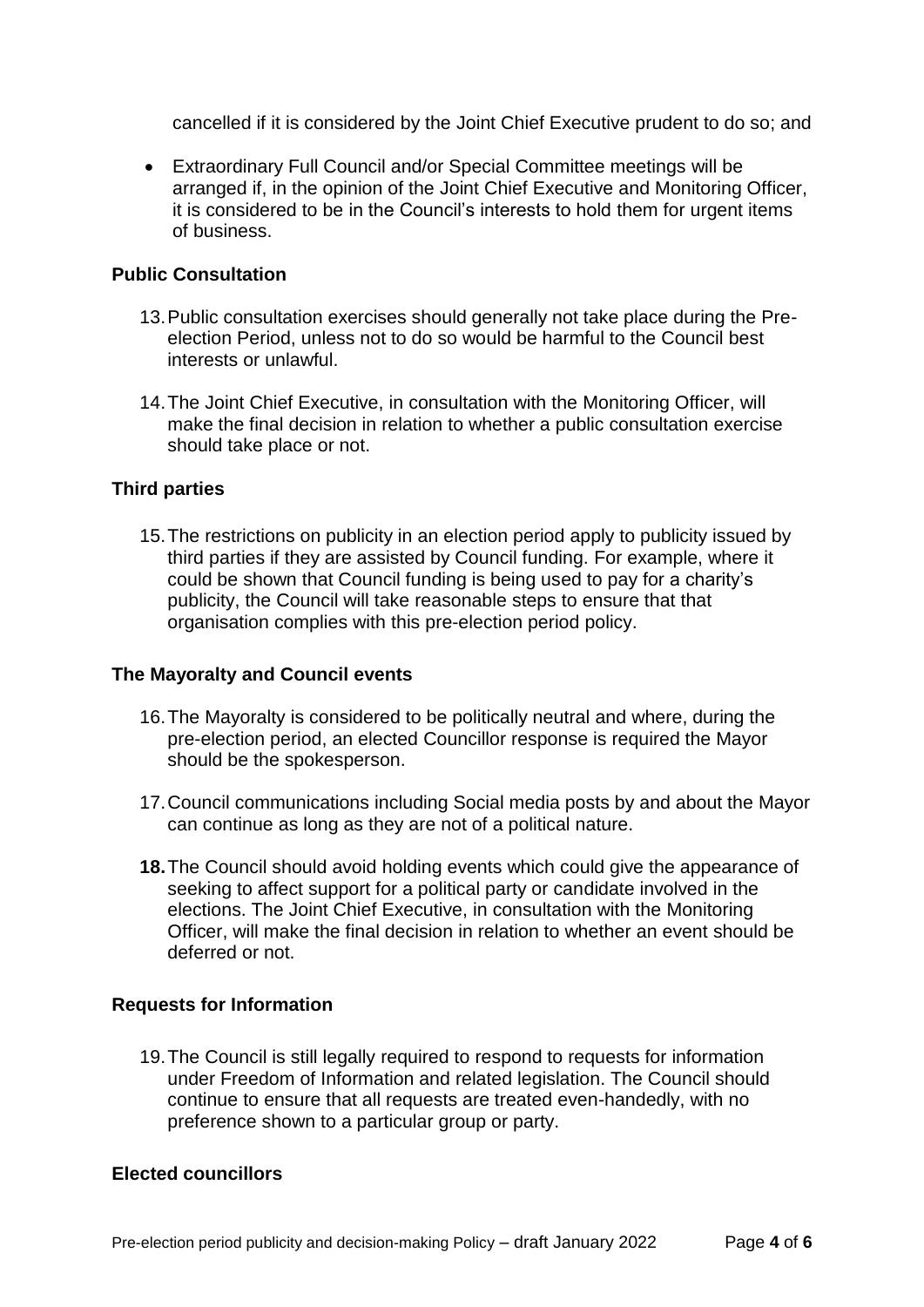cancelled if it is considered by the Joint Chief Executive prudent to do so; and

- Extraordinary Full Council and/or Special Committee meetings will be arranged if, in the opinion of the Joint Chief Executive and Monitoring Officer, it is considered to be in the Council's interests to hold them for urgent items of business.

### Public Consultation

13. Public consultation exercises should generally not take place during the Pre-election Period, unless not to do so would be harmful to the Council best interests or unlawful.

14. The Joint Chief Executive, in consultation with the Monitoring Officer, will make the final decision in relation to whether a public consultation exercise should take place or not.

### Third parties

15. The restrictions on publicity in an election period apply to publicity issued by third parties if they are assisted by Council funding. For example, where it could be shown that Council funding is being used to pay for a charity's publicity, the Council will take reasonable steps to ensure that that organisation complies with this pre-election period policy.

### The Mayoralty and Council events

16. The Mayoralty is considered to be politically neutral and where, during the pre-election period, an elected Councillor response is required the Mayor should be the spokesperson.

17. Council communications including Social media posts by and about the Mayor can continue as long as they are not of a political nature.

**18.** The Council should avoid holding events which could give the appearance of seeking to affect support for a political party or candidate involved in the elections. The Joint Chief Executive, in consultation with the Monitoring Officer, will make the final decision in relation to whether an event should be deferred or not.

### Requests for Information

19. The Council is still legally required to respond to requests for information under Freedom of Information and related legislation. The Council should continue to ensure that all requests are treated even-handedly, with no preference shown to a particular group or party.

### Elected councillors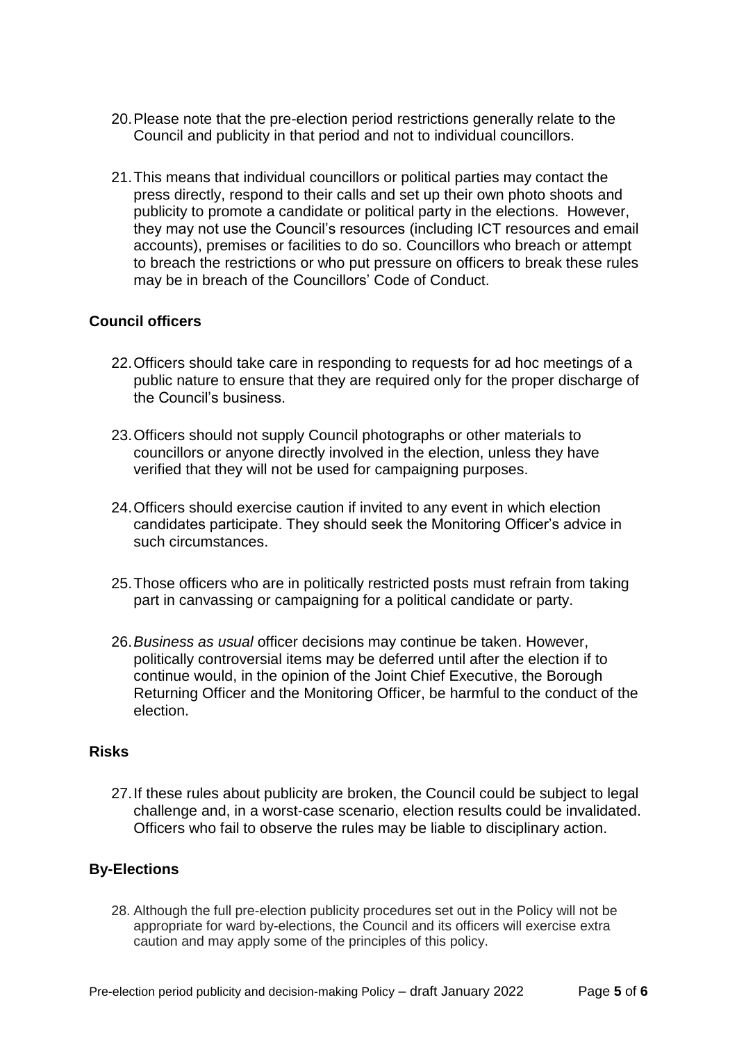20. Please note that the pre-election period restrictions generally relate to the Council and publicity in that period and not to individual councillors.

21. This means that individual councillors or political parties may contact the press directly, respond to their calls and set up their own photo shoots and publicity to promote a candidate or political party in the elections. However, they may not use the Council's resources (including ICT resources and email accounts), premises or facilities to do so. Councillors who breach or attempt to breach the restrictions or who put pressure on officers to break these rules may be in breach of the Councillors' Code of Conduct.

### Council officers

22. Officers should take care in responding to requests for ad hoc meetings of a public nature to ensure that they are required only for the proper discharge of the Council's business.

23. Officers should not supply Council photographs or other materials to councillors or anyone directly involved in the election, unless they have verified that they will not be used for campaigning purposes.

24. Officers should exercise caution if invited to any event in which election candidates participate. They should seek the Monitoring Officer's advice in such circumstances.

25. Those officers who are in politically restricted posts must refrain from taking part in canvassing or campaigning for a political candidate or party.

26. *Business as usual* officer decisions may continue be taken. However, politically controversial items may be deferred until after the election if to continue would, in the opinion of the Joint Chief Executive, the Borough Returning Officer and the Monitoring Officer, be harmful to the conduct of the election.

### Risks

27. If these rules about publicity are broken, the Council could be subject to legal challenge and, in a worst-case scenario, election results could be invalidated. Officers who fail to observe the rules may be liable to disciplinary action.

### By-Elections

28. Although the full pre-election publicity procedures set out in the Policy will not be appropriate for ward by-elections, the Council and its officers will exercise extra caution and may apply some of the principles of this policy.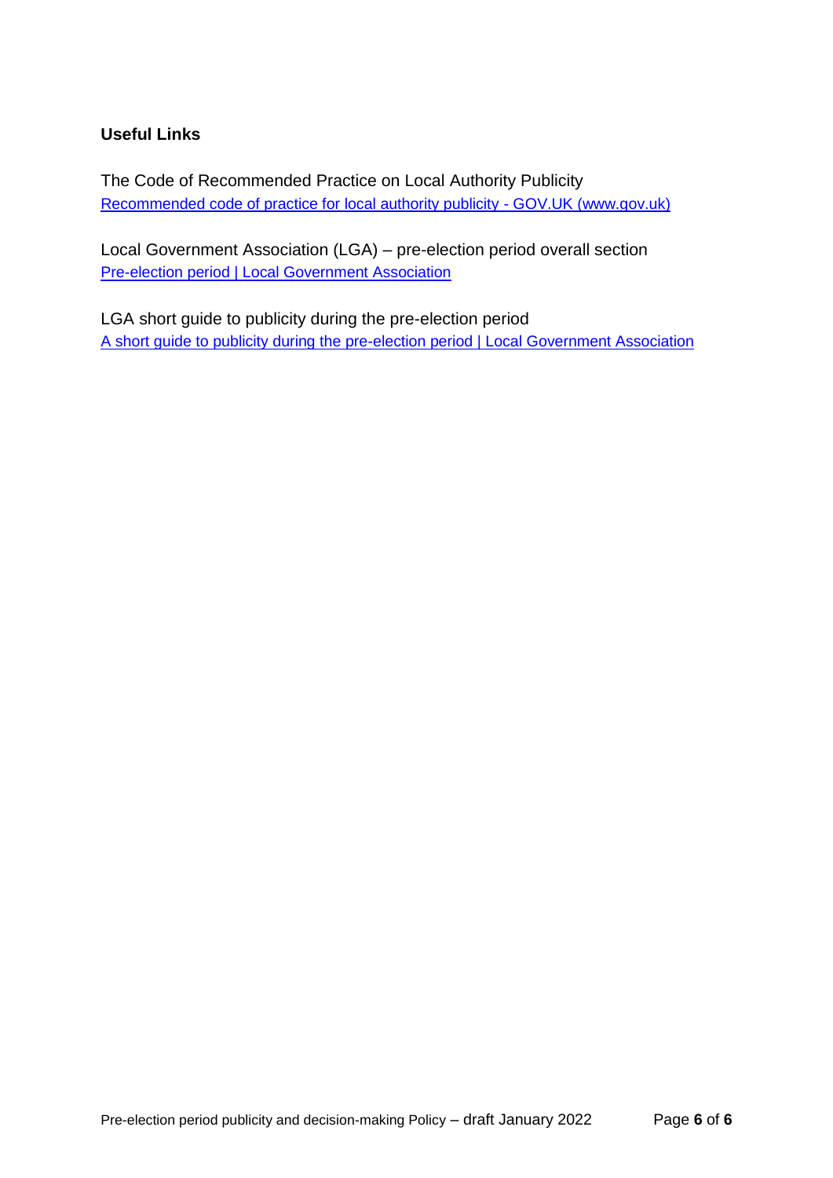**Useful Links**

The Code of Recommended Practice on Local Authority Publicity
Recommended code of practice for local authority publicity - GOV.UK (www.gov.uk)

Local Government Association (LGA) – pre-election period overall section
Pre-election period | Local Government Association

LGA short guide to publicity during the pre-election period
A short guide to publicity during the pre-election period | Local Government Association